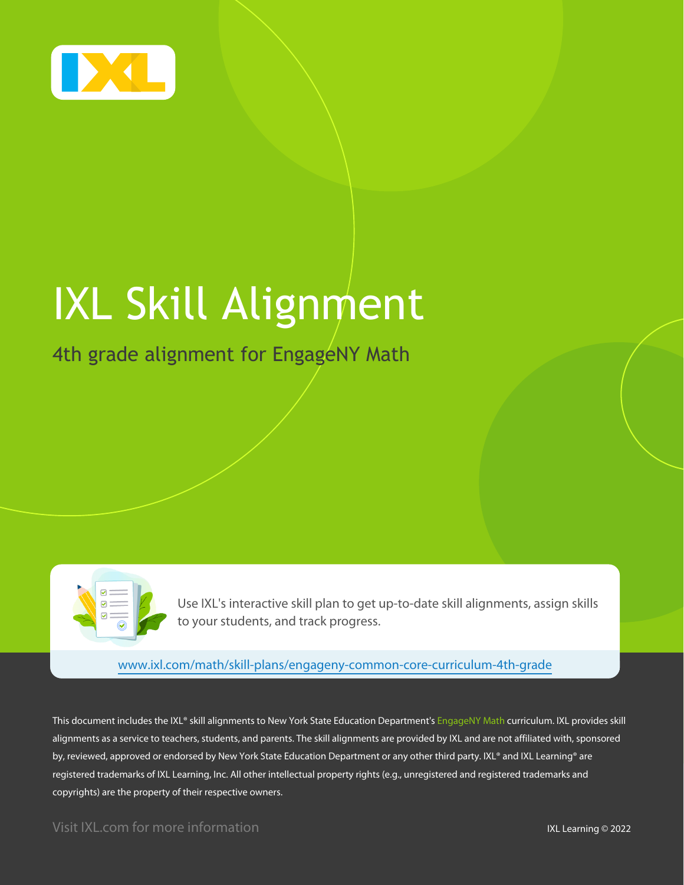# IXL Skill Alignment

## 4th grade alignment for EngageNY Math

Use IXL's interactive skill plan to get up-to-date skill alignments, assign skills to your students, and track progress.

www.ixl.com/math/skill-plans/engageny-common-core-curriculum-4th-grade

This document includes the IXL® skill alignments to New York State Education Department's EngageNY Math curriculum. IXL provides skill alignments as a service to teachers, students, and parents. The skill alignments are provided by IXL and are not affiliated with, sponsored by, reviewed, approved or endorsed by New York State Education Department or any other third party. IXL® and IXL Learning® are registered trademarks of IXL Learning, Inc. All other intellectual property rights (e.g., unregistered and registered trademarks and copyrights) are the property of their respective owners.

Visit IXL.com for more information

IXL Learning © 2022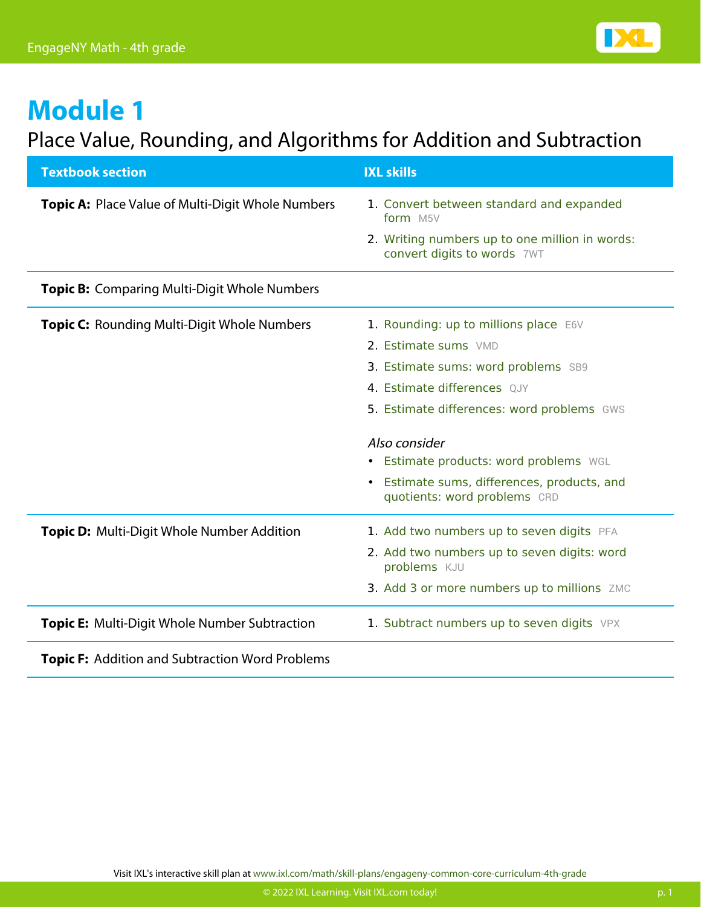# Module 1

## Place Value, Rounding, and Algorithms for Addition and Subtraction

| Textbook section | IXL skills |
| --- | --- |
| **Topic A:** Place Value of Multi-Digit Whole Numbers | 1. Convert between standard and expanded form M5V<br>2. Writing numbers up to one million in words: convert digits to words 7WT |
| **Topic B:** Comparing Multi-Digit Whole Numbers | |
| **Topic C:** Rounding Multi-Digit Whole Numbers | 1. Rounding: up to millions place E6V<br>2. Estimate sums VMD<br>3. Estimate sums: word problems SB9<br>4. Estimate differences QJY<br>5. Estimate differences: word problems GWS<br><br>*Also consider*<br>• Estimate products: word problems WGL<br>• Estimate sums, differences, products, and quotients: word problems CRD |
| **Topic D:** Multi-Digit Whole Number Addition | 1. Add two numbers up to seven digits PFA<br>2. Add two numbers up to seven digits: word problems KJU<br>3. Add 3 or more numbers up to millions ZMC |
| **Topic E:** Multi-Digit Whole Number Subtraction | 1. Subtract numbers up to seven digits VPX |
| **Topic F:** Addition and Subtraction Word Problems | |

Visit IXL's interactive skill plan at www.ixl.com/math/skill-plans/engageny-common-core-curriculum-4th-grade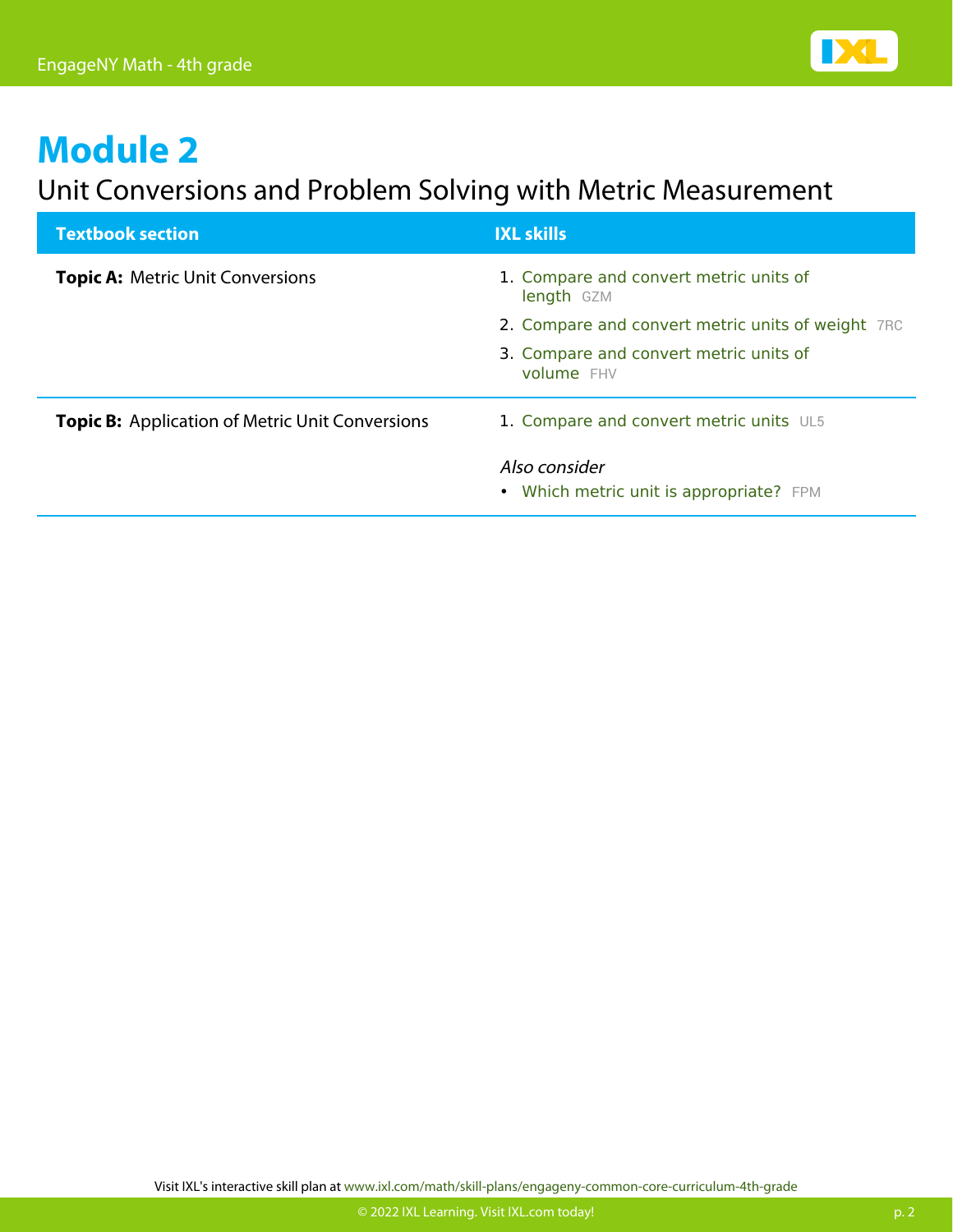# Module 2

## Unit Conversions and Problem Solving with Metric Measurement

| Textbook section | IXL skills |
| --- | --- |
| **Topic A:** Metric Unit Conversions | 1. Compare and convert metric units of length GZM<br>2. Compare and convert metric units of weight 7RC<br>3. Compare and convert metric units of volume FHV |
| **Topic B:** Application of Metric Unit Conversions | 1. Compare and convert metric units UL5<br><br>*Also consider*<br>• Which metric unit is appropriate? FPM |

Visit IXL's interactive skill plan at www.ixl.com/math/skill-plans/engageny-common-core-curriculum-4th-grade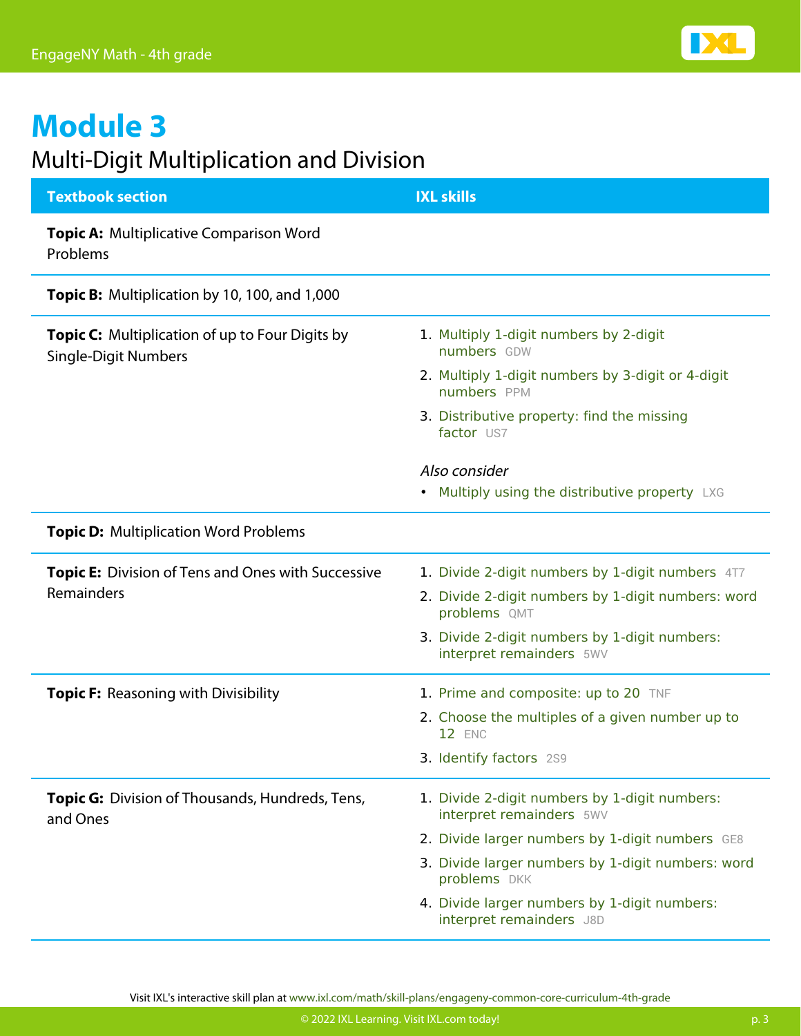# Module 3

## Multi-Digit Multiplication and Division

| Textbook section | IXL skills |
| --- | --- |
| **Topic A:** Multiplicative Comparison Word Problems | |
| **Topic B:** Multiplication by 10, 100, and 1,000 | |
| **Topic C:** Multiplication of up to Four Digits by Single-Digit Numbers | 1. Multiply 1-digit numbers by 2-digit numbers GDW<br>2. Multiply 1-digit numbers by 3-digit or 4-digit numbers PPM<br>3. Distributive property: find the missing factor US7<br><br>*Also consider*<br>• Multiply using the distributive property LXG |
| **Topic D:** Multiplication Word Problems | |
| **Topic E:** Division of Tens and Ones with Successive Remainders | 1. Divide 2-digit numbers by 1-digit numbers 4T7<br>2. Divide 2-digit numbers by 1-digit numbers: word problems QMT<br>3. Divide 2-digit numbers by 1-digit numbers: interpret remainders 5WV |
| **Topic F:** Reasoning with Divisibility | 1. Prime and composite: up to 20 TNF<br>2. Choose the multiples of a given number up to 12 ENC<br>3. Identify factors 2S9 |
| **Topic G:** Division of Thousands, Hundreds, Tens, and Ones | 1. Divide 2-digit numbers by 1-digit numbers: interpret remainders 5WV<br>2. Divide larger numbers by 1-digit numbers GE8<br>3. Divide larger numbers by 1-digit numbers: word problems DKK<br>4. Divide larger numbers by 1-digit numbers: interpret remainders J8D |

Visit IXL's interactive skill plan at www.ixl.com/math/skill-plans/engageny-common-core-curriculum-4th-grade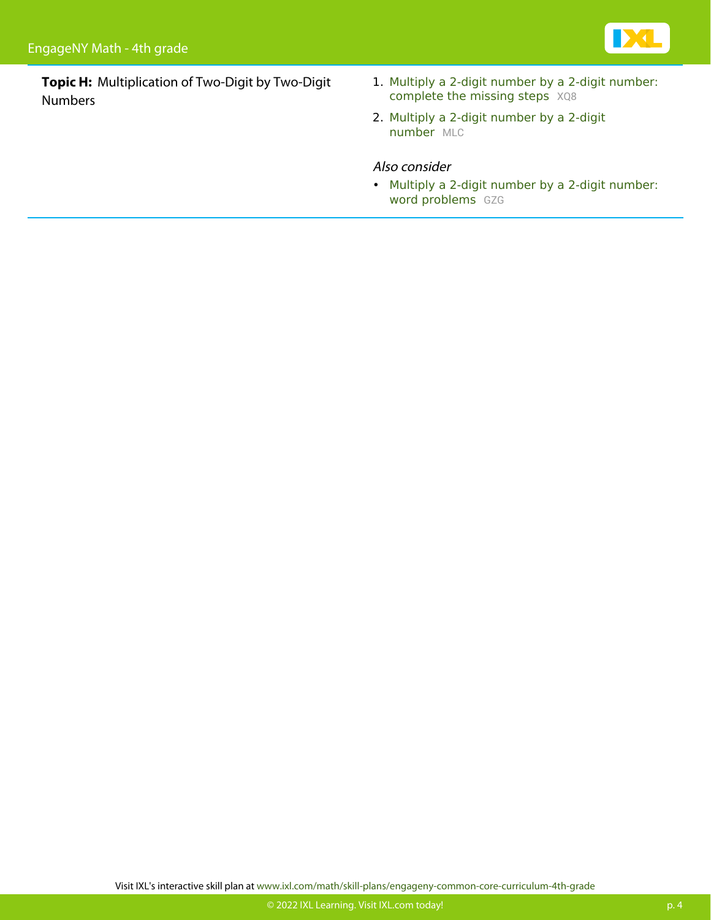**Topic H:** Multiplication of Two-Digit by Two-Digit Numbers

1. Multiply a 2-digit number by a 2-digit number: complete the missing steps XQ8
2. Multiply a 2-digit number by a 2-digit number MLC

*Also consider*

- Multiply a 2-digit number by a 2-digit number: word problems GZG

Visit IXL's interactive skill plan at www.ixl.com/math/skill-plans/engageny-common-core-curriculum-4th-grade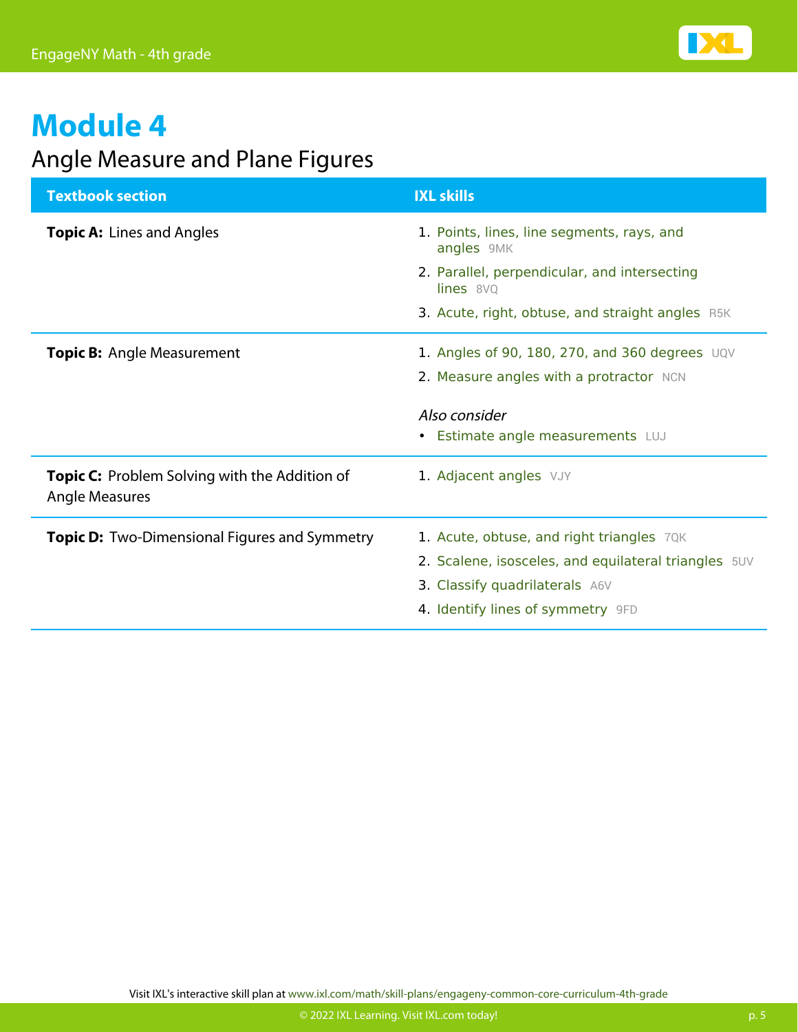# Module 4

## Angle Measure and Plane Figures

| Textbook section | IXL skills |
| --- | --- |
| **Topic A:** Lines and Angles | 1. Points, lines, line segments, rays, and angles 9MK<br>2. Parallel, perpendicular, and intersecting lines 8VQ<br>3. Acute, right, obtuse, and straight angles R5K |
| **Topic B:** Angle Measurement | 1. Angles of 90, 180, 270, and 360 degrees UQV<br>2. Measure angles with a protractor NCN<br><br>*Also consider*<br>• Estimate angle measurements LUJ |
| **Topic C:** Problem Solving with the Addition of Angle Measures | 1. Adjacent angles VJY |
| **Topic D:** Two-Dimensional Figures and Symmetry | 1. Acute, obtuse, and right triangles 7QK<br>2. Scalene, isosceles, and equilateral triangles 5UV<br>3. Classify quadrilaterals A6V<br>4. Identify lines of symmetry 9FD |

Visit IXL's interactive skill plan at www.ixl.com/math/skill-plans/engageny-common-core-curriculum-4th-grade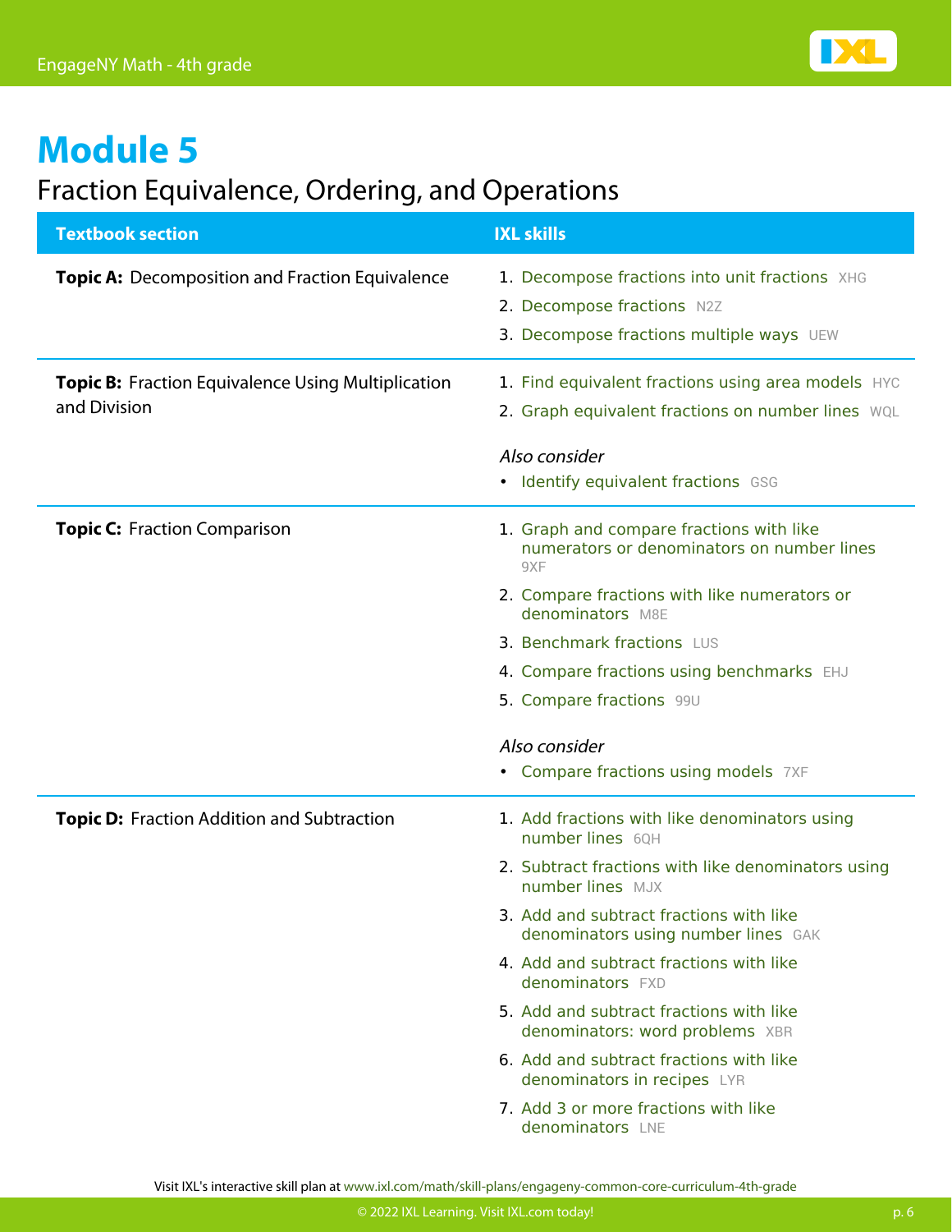# Module 5

## Fraction Equivalence, Ordering, and Operations

| Textbook section | IXL skills |
| --- | --- |
| **Topic A:** Decomposition and Fraction Equivalence | 1. Decompose fractions into unit fractions XHG<br>2. Decompose fractions N2Z<br>3. Decompose fractions multiple ways UEW |
| **Topic B:** Fraction Equivalence Using Multiplication and Division | 1. Find equivalent fractions using area models HYC<br>2. Graph equivalent fractions on number lines WQL<br><br>*Also consider*<br>• Identify equivalent fractions GSG |
| **Topic C:** Fraction Comparison | 1. Graph and compare fractions with like numerators or denominators on number lines 9XF<br>2. Compare fractions with like numerators or denominators M8E<br>3. Benchmark fractions LUS<br>4. Compare fractions using benchmarks EHJ<br>5. Compare fractions 99U<br><br>*Also consider*<br>• Compare fractions using models 7XF |
| **Topic D:** Fraction Addition and Subtraction | 1. Add fractions with like denominators using number lines 6QH<br>2. Subtract fractions with like denominators using number lines MJX<br>3. Add and subtract fractions with like denominators using number lines GAK<br>4. Add and subtract fractions with like denominators FXD<br>5. Add and subtract fractions with like denominators: word problems XBR<br>6. Add and subtract fractions with like denominators in recipes LYR<br>7. Add 3 or more fractions with like denominators LNE |

Visit IXL's interactive skill plan at www.ixl.com/math/skill-plans/engageny-common-core-curriculum-4th-grade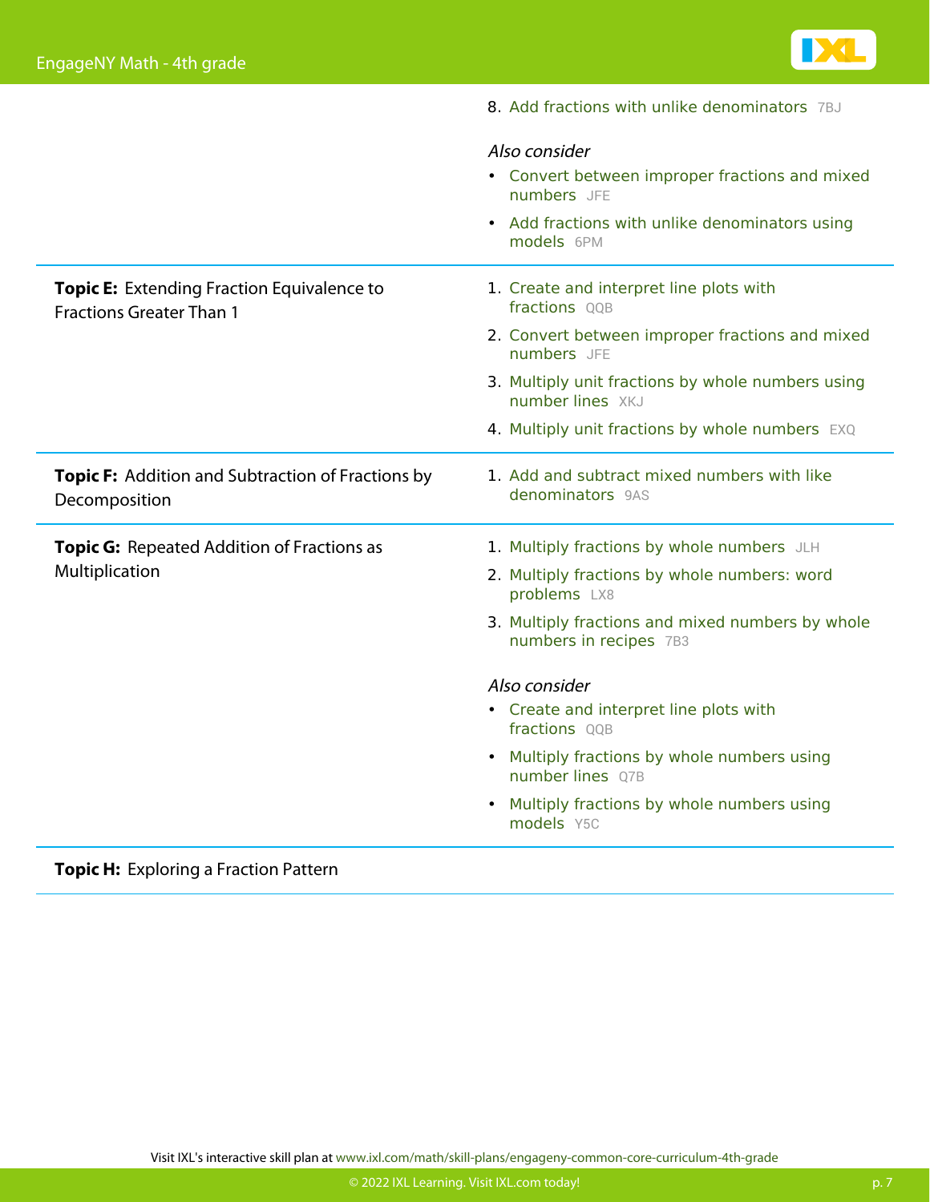| | |
|---|---|
| | 8. Add fractions with unlike denominators 7BJ<br><br>*Also consider*<br>• Convert between improper fractions and mixed numbers JFE<br>• Add fractions with unlike denominators using models 6PM |
| **Topic E:** Extending Fraction Equivalence to Fractions Greater Than 1 | 1. Create and interpret line plots with fractions QQB<br>2. Convert between improper fractions and mixed numbers JFE<br>3. Multiply unit fractions by whole numbers using number lines XKJ<br>4. Multiply unit fractions by whole numbers EXQ |
| **Topic F:** Addition and Subtraction of Fractions by Decomposition | 1. Add and subtract mixed numbers with like denominators 9AS |
| **Topic G:** Repeated Addition of Fractions as Multiplication | 1. Multiply fractions by whole numbers JLH<br>2. Multiply fractions by whole numbers: word problems LX8<br>3. Multiply fractions and mixed numbers by whole numbers in recipes 7B3<br><br>*Also consider*<br>• Create and interpret line plots with fractions QQB<br>• Multiply fractions by whole numbers using number lines Q7B<br>• Multiply fractions by whole numbers using models Y5C |
| **Topic H:** Exploring a Fraction Pattern | |

Visit IXL's interactive skill plan at www.ixl.com/math/skill-plans/engageny-common-core-curriculum-4th-grade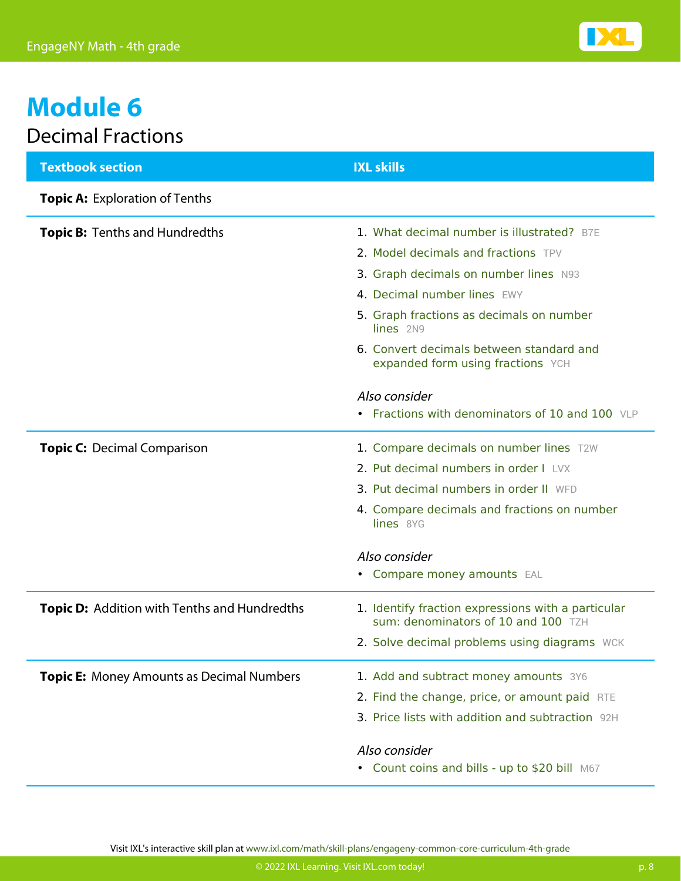# Module 6

## Decimal Fractions

| Textbook section | IXL skills |
|---|---|
| **Topic A:** Exploration of Tenths | |
| **Topic B:** Tenths and Hundredths | 1. What decimal number is illustrated? B7E<br>2. Model decimals and fractions TPV<br>3. Graph decimals on number lines N93<br>4. Decimal number lines EWY<br>5. Graph fractions as decimals on number lines 2N9<br>6. Convert decimals between standard and expanded form using fractions YCH<br><br>*Also consider*<br>• Fractions with denominators of 10 and 100 VLP |
| **Topic C:** Decimal Comparison | 1. Compare decimals on number lines T2W<br>2. Put decimal numbers in order I LVX<br>3. Put decimal numbers in order II WFD<br>4. Compare decimals and fractions on number lines 8YG<br><br>*Also consider*<br>• Compare money amounts EAL |
| **Topic D:** Addition with Tenths and Hundredths | 1. Identify fraction expressions with a particular sum: denominators of 10 and 100 TZH<br>2. Solve decimal problems using diagrams WCK |
| **Topic E:** Money Amounts as Decimal Numbers | 1. Add and subtract money amounts 3Y6<br>2. Find the change, price, or amount paid RTE<br>3. Price lists with addition and subtraction 92H<br><br>*Also consider*<br>• Count coins and bills - up to $20 bill M67 |

Visit IXL's interactive skill plan at www.ixl.com/math/skill-plans/engageny-common-core-curriculum-4th-grade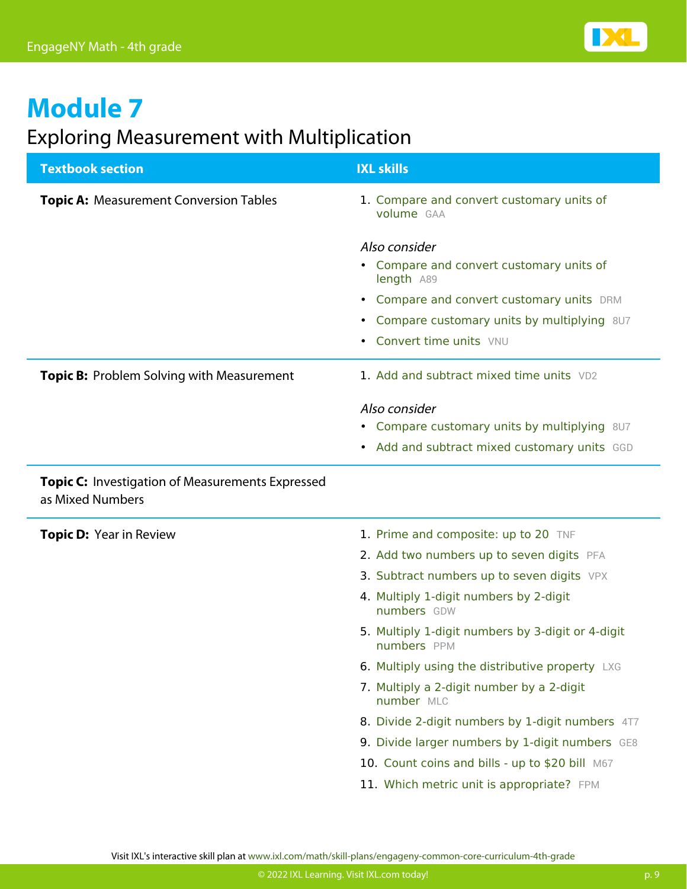# Module 7

## Exploring Measurement with Multiplication

| Textbook section | IXL skills |
| --- | --- |
| **Topic A:** Measurement Conversion Tables | 1. Compare and convert customary units of volume GAA<br><br>*Also consider*<br>• Compare and convert customary units of length A89<br>• Compare and convert customary units DRM<br>• Compare customary units by multiplying 8U7<br>• Convert time units VNU |
| **Topic B:** Problem Solving with Measurement | 1. Add and subtract mixed time units VD2<br><br>*Also consider*<br>• Compare customary units by multiplying 8U7<br>• Add and subtract mixed customary units GGD |
| **Topic C:** Investigation of Measurements Expressed as Mixed Numbers | |
| **Topic D:** Year in Review | 1. Prime and composite: up to 20 TNF<br>2. Add two numbers up to seven digits PFA<br>3. Subtract numbers up to seven digits VPX<br>4. Multiply 1-digit numbers by 2-digit numbers GDW<br>5. Multiply 1-digit numbers by 3-digit or 4-digit numbers PPM<br>6. Multiply using the distributive property LXG<br>7. Multiply a 2-digit number by a 2-digit number MLC<br>8. Divide 2-digit numbers by 1-digit numbers 4T7<br>9. Divide larger numbers by 1-digit numbers GE8<br>10. Count coins and bills - up to $20 bill M67<br>11. Which metric unit is appropriate? FPM |

Visit IXL's interactive skill plan at www.ixl.com/math/skill-plans/engageny-common-core-curriculum-4th-grade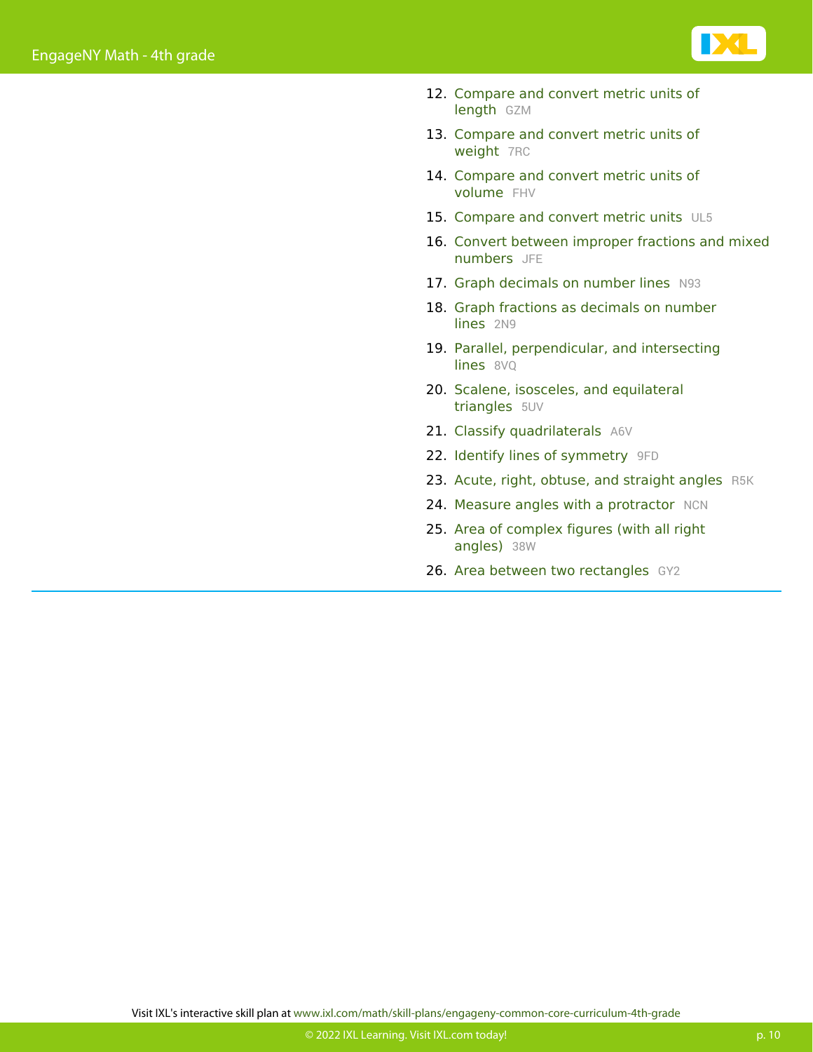12. Compare and convert metric units of length GZM
13. Compare and convert metric units of weight 7RC
14. Compare and convert metric units of volume FHV
15. Compare and convert metric units UL5
16. Convert between improper fractions and mixed numbers JFE
17. Graph decimals on number lines N93
18. Graph fractions as decimals on number lines 2N9
19. Parallel, perpendicular, and intersecting lines 8VQ
20. Scalene, isosceles, and equilateral triangles 5UV
21. Classify quadrilaterals A6V
22. Identify lines of symmetry 9FD
23. Acute, right, obtuse, and straight angles R5K
24. Measure angles with a protractor NCN
25. Area of complex figures (with all right angles) 38W
26. Area between two rectangles GY2